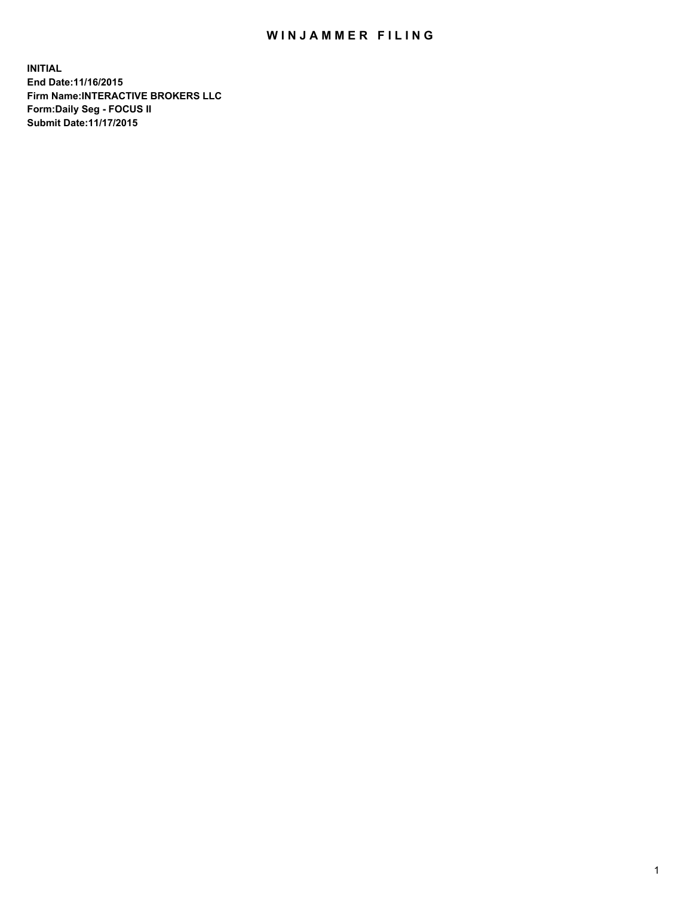# WINJAMMER FILING

**INITIAL**
**End Date:11/16/2015**
**Firm Name:INTERACTIVE BROKERS LLC**
**Form:Daily Seg - FOCUS II**
**Submit Date:11/17/2015**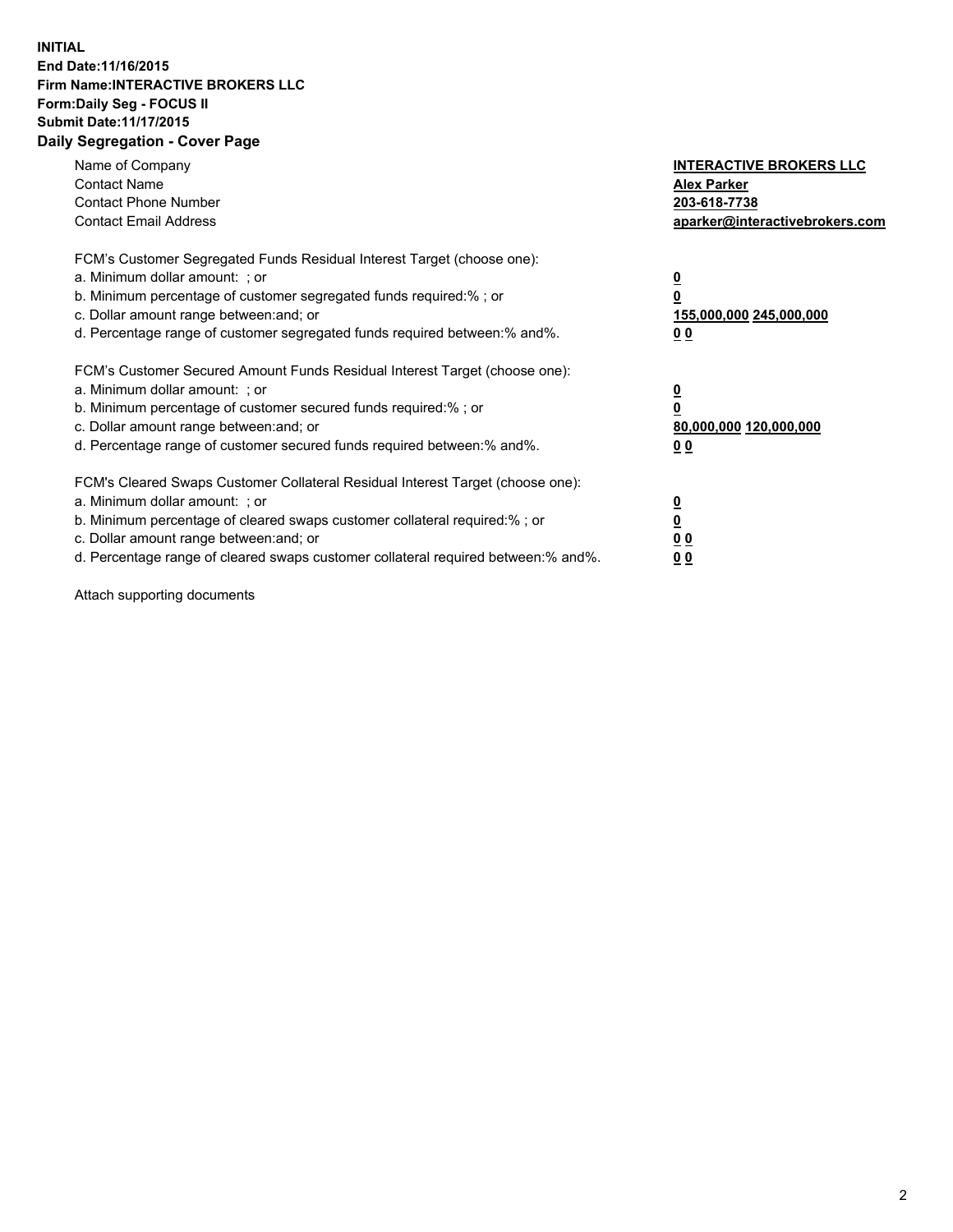**INITIAL**
**End Date:11/16/2015**
**Firm Name:INTERACTIVE BROKERS LLC**
**Form:Daily Seg - FOCUS II**
**Submit Date:11/17/2015**
**Daily Segregation - Cover Page**

| | |
|---|---|
| Name of Company | **INTERACTIVE BROKERS LLC** |
| Contact Name | **Alex Parker** |
| Contact Phone Number | **203-618-7738** |
| Contact Email Address | **aparker@interactivebrokers.com** |

FCM's Customer Segregated Funds Residual Interest Target (choose one):

| | |
|---|---|
| a. Minimum dollar amount: ; or | **0** |
| b. Minimum percentage of customer segregated funds required:% ; or | **0** |
| c. Dollar amount range between:and; or | **155,000,000 245,000,000** |
| d. Percentage range of customer segregated funds required between:% and%. | **0 0** |

FCM's Customer Secured Amount Funds Residual Interest Target (choose one):

| | |
|---|---|
| a. Minimum dollar amount: ; or | **0** |
| b. Minimum percentage of customer secured funds required:% ; or | **0** |
| c. Dollar amount range between:and; or | **80,000,000 120,000,000** |
| d. Percentage range of customer secured funds required between:% and%. | **0 0** |

FCM's Cleared Swaps Customer Collateral Residual Interest Target (choose one):

| | |
|---|---|
| a. Minimum dollar amount: ; or | **0** |
| b. Minimum percentage of cleared swaps customer collateral required:% ; or | **0** |
| c. Dollar amount range between:and; or | **0 0** |
| d. Percentage range of cleared swaps customer collateral required between:% and%. | **0 0** |

Attach supporting documents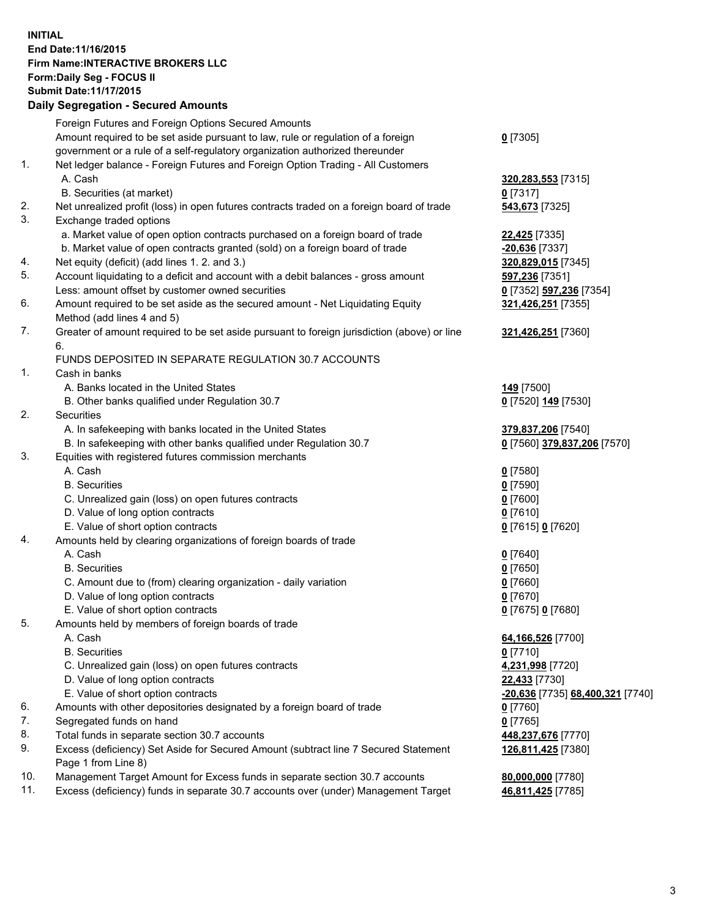**INITIAL**
**End Date:11/16/2015**
**Firm Name:INTERACTIVE BROKERS LLC**
**Form:Daily Seg - FOCUS II**
**Submit Date:11/17/2015**

## Daily Segregation - Secured Amounts

| | | |
|---|---|---|
| | Foreign Futures and Foreign Options Secured Amounts | |
| | Amount required to be set aside pursuant to law, rule or regulation of a foreign government or a rule of a self-regulatory organization authorized thereunder | **0** [7305] |
| 1. | Net ledger balance - Foreign Futures and Foreign Option Trading - All Customers | |
| | A. Cash | **320,283,553** [7315] |
| | B. Securities (at market) | **0** [7317] |
| 2. | Net unrealized profit (loss) in open futures contracts traded on a foreign board of trade | **543,673** [7325] |
| 3. | Exchange traded options | |
| | a. Market value of open option contracts purchased on a foreign board of trade | **22,425** [7335] |
| | b. Market value of open contracts granted (sold) on a foreign board of trade | **-20,636** [7337] |
| 4. | Net equity (deficit) (add lines 1. 2. and 3.) | **320,829,015** [7345] |
| 5. | Account liquidating to a deficit and account with a debit balances - gross amount | **597,236** [7351] |
| | Less: amount offset by customer owned securities | **0** [7352] **597,236** [7354] |
| 6. | Amount required to be set aside as the secured amount - Net Liquidating Equity Method (add lines 4 and 5) | **321,426,251** [7355] |
| 7. | Greater of amount required to be set aside pursuant to foreign jurisdiction (above) or line 6. | **321,426,251** [7360] |
| | FUNDS DEPOSITED IN SEPARATE REGULATION 30.7 ACCOUNTS | |
| 1. | Cash in banks | |
| | A. Banks located in the United States | **149** [7500] |
| | B. Other banks qualified under Regulation 30.7 | **0** [7520] **149** [7530] |
| 2. | Securities | |
| | A. In safekeeping with banks located in the United States | **379,837,206** [7540] |
| | B. In safekeeping with other banks qualified under Regulation 30.7 | **0** [7560] **379,837,206** [7570] |
| 3. | Equities with registered futures commission merchants | |
| | A. Cash | **0** [7580] |
| | B. Securities | **0** [7590] |
| | C. Unrealized gain (loss) on open futures contracts | **0** [7600] |
| | D. Value of long option contracts | **0** [7610] |
| | E. Value of short option contracts | **0** [7615] **0** [7620] |
| 4. | Amounts held by clearing organizations of foreign boards of trade | |
| | A. Cash | **0** [7640] |
| | B. Securities | **0** [7650] |
| | C. Amount due to (from) clearing organization - daily variation | **0** [7660] |
| | D. Value of long option contracts | **0** [7670] |
| | E. Value of short option contracts | **0** [7675] **0** [7680] |
| 5. | Amounts held by members of foreign boards of trade | |
| | A. Cash | **64,166,526** [7700] |
| | B. Securities | **0** [7710] |
| | C. Unrealized gain (loss) on open futures contracts | **4,231,998** [7720] |
| | D. Value of long option contracts | **22,433** [7730] |
| | E. Value of short option contracts | **-20,636** [7735] **68,400,321** [7740] |
| 6. | Amounts with other depositories designated by a foreign board of trade | **0** [7760] |
| 7. | Segregated funds on hand | **0** [7765] |
| 8. | Total funds in separate section 30.7 accounts | **448,237,676** [7770] |
| 9. | Excess (deficiency) Set Aside for Secured Amount (subtract line 7 Secured Statement Page 1 from Line 8) | **126,811,425** [7380] |
| 10. | Management Target Amount for Excess funds in separate section 30.7 accounts | **80,000,000** [7780] |
| 11. | Excess (deficiency) funds in separate 30.7 accounts over (under) Management Target | **46,811,425** [7785] |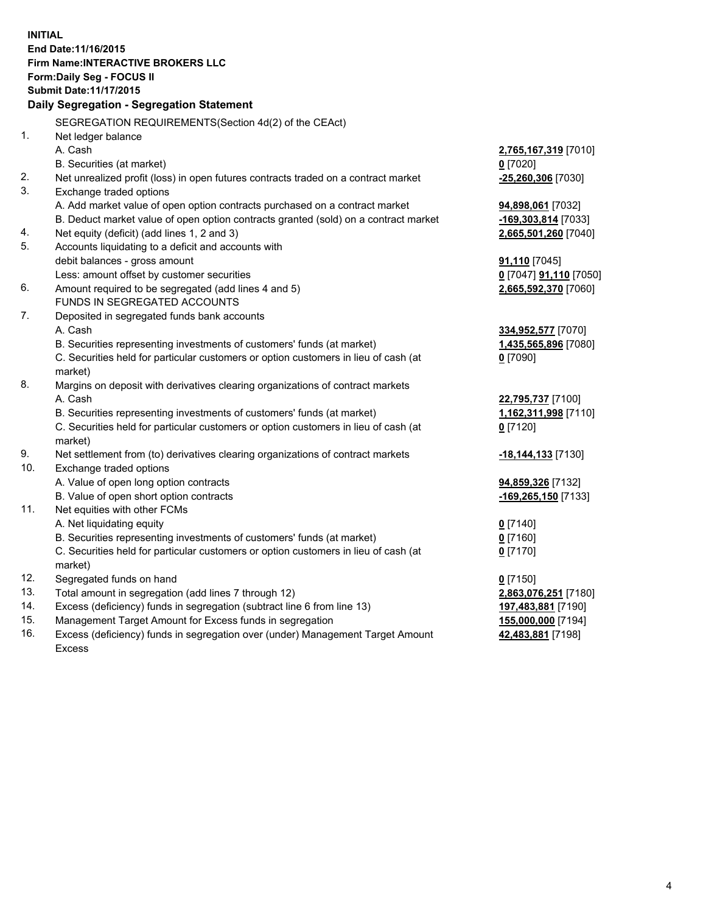**INITIAL**
**End Date:11/16/2015**
**Firm Name:INTERACTIVE BROKERS LLC**
**Form:Daily Seg - FOCUS II**
**Submit Date:11/17/2015**

**Daily Segregation - Segregation Statement**

SEGREGATION REQUIREMENTS(Section 4d(2) of the CEAct)

| | | |
|---|---|---|
| 1. | Net ledger balance | |
| | A. Cash | **2,765,167,319** [7010] |
| | B. Securities (at market) | **0** [7020] |
| 2. | Net unrealized profit (loss) in open futures contracts traded on a contract market | **-25,260,306** [7030] |
| 3. | Exchange traded options | |
| | A. Add market value of open option contracts purchased on a contract market | **94,898,061** [7032] |
| | B. Deduct market value of open option contracts granted (sold) on a contract market | **-169,303,814** [7033] |
| 4. | Net equity (deficit) (add lines 1, 2 and 3) | **2,665,501,260** [7040] |
| 5. | Accounts liquidating to a deficit and accounts with debit balances - gross amount | **91,110** [7045] |
| | Less: amount offset by customer securities | **0** [7047] **91,110** [7050] |
| 6. | Amount required to be segregated (add lines 4 and 5) | **2,665,592,370** [7060] |
| | FUNDS IN SEGREGATED ACCOUNTS | |
| 7. | Deposited in segregated funds bank accounts | |
| | A. Cash | **334,952,577** [7070] |
| | B. Securities representing investments of customers' funds (at market) | **1,435,565,896** [7080] |
| | C. Securities held for particular customers or option customers in lieu of cash (at market) | **0** [7090] |
| 8. | Margins on deposit with derivatives clearing organizations of contract markets | |
| | A. Cash | **22,795,737** [7100] |
| | B. Securities representing investments of customers' funds (at market) | **1,162,311,998** [7110] |
| | C. Securities held for particular customers or option customers in lieu of cash (at market) | **0** [7120] |
| 9. | Net settlement from (to) derivatives clearing organizations of contract markets | **-18,144,133** [7130] |
| 10. | Exchange traded options | |
| | A. Value of open long option contracts | **94,859,326** [7132] |
| | B. Value of open short option contracts | **-169,265,150** [7133] |
| 11. | Net equities with other FCMs | |
| | A. Net liquidating equity | **0** [7140] |
| | B. Securities representing investments of customers' funds (at market) | **0** [7160] |
| | C. Securities held for particular customers or option customers in lieu of cash (at market) | **0** [7170] |
| 12. | Segregated funds on hand | **0** [7150] |
| 13. | Total amount in segregation (add lines 7 through 12) | **2,863,076,251** [7180] |
| 14. | Excess (deficiency) funds in segregation (subtract line 6 from line 13) | **197,483,881** [7190] |
| 15. | Management Target Amount for Excess funds in segregation | **155,000,000** [7194] |
| 16. | Excess (deficiency) funds in segregation over (under) Management Target Amount Excess | **42,483,881** [7198] |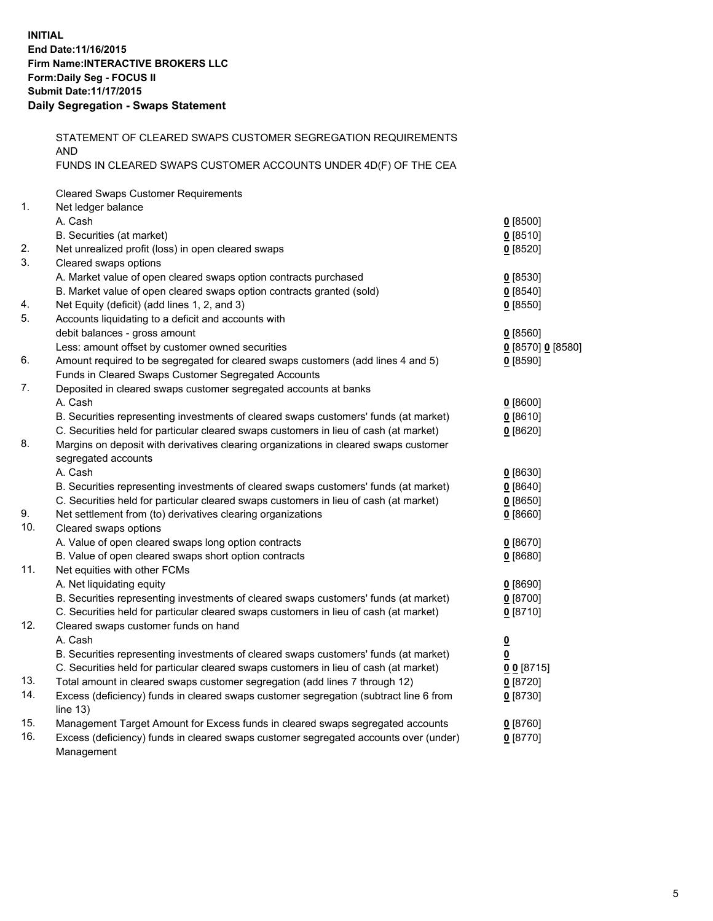**INITIAL**
**End Date:11/16/2015**
**Firm Name:INTERACTIVE BROKERS LLC**
**Form:Daily Seg - FOCUS II**
**Submit Date:11/17/2015**
**Daily Segregation - Swaps Statement**

STATEMENT OF CLEARED SWAPS CUSTOMER SEGREGATION REQUIREMENTS
AND
FUNDS IN CLEARED SWAPS CUSTOMER ACCOUNTS UNDER 4D(F) OF THE CEA

| | | |
|---|---|---|
| | Cleared Swaps Customer Requirements | |
| 1. | Net ledger balance | |
| | A. Cash | 0 [8500] |
| | B. Securities (at market) | 0 [8510] |
| 2. | Net unrealized profit (loss) in open cleared swaps | 0 [8520] |
| 3. | Cleared swaps options | |
| | A. Market value of open cleared swaps option contracts purchased | 0 [8530] |
| | B. Market value of open cleared swaps option contracts granted (sold) | 0 [8540] |
| 4. | Net Equity (deficit) (add lines 1, 2, and 3) | 0 [8550] |
| 5. | Accounts liquidating to a deficit and accounts with | |
| | debit balances - gross amount | 0 [8560] |
| | Less: amount offset by customer owned securities | 0 [8570] 0 [8580] |
| 6. | Amount required to be segregated for cleared swaps customers (add lines 4 and 5) | 0 [8590] |
| | Funds in Cleared Swaps Customer Segregated Accounts | |
| 7. | Deposited in cleared swaps customer segregated accounts at banks | |
| | A. Cash | 0 [8600] |
| | B. Securities representing investments of cleared swaps customers' funds (at market) | 0 [8610] |
| | C. Securities held for particular cleared swaps customers in lieu of cash (at market) | 0 [8620] |
| 8. | Margins on deposit with derivatives clearing organizations in cleared swaps customer segregated accounts | |
| | A. Cash | 0 [8630] |
| | B. Securities representing investments of cleared swaps customers' funds (at market) | 0 [8640] |
| | C. Securities held for particular cleared swaps customers in lieu of cash (at market) | 0 [8650] |
| 9. | Net settlement from (to) derivatives clearing organizations | 0 [8660] |
| 10. | Cleared swaps options | |
| | A. Value of open cleared swaps long option contracts | 0 [8670] |
| | B. Value of open cleared swaps short option contracts | 0 [8680] |
| 11. | Net equities with other FCMs | |
| | A. Net liquidating equity | 0 [8690] |
| | B. Securities representing investments of cleared swaps customers' funds (at market) | 0 [8700] |
| | C. Securities held for particular cleared swaps customers in lieu of cash (at market) | 0 [8710] |
| 12. | Cleared swaps customer funds on hand | |
| | A. Cash | 0 |
| | B. Securities representing investments of cleared swaps customers' funds (at market) | 0 |
| | C. Securities held for particular cleared swaps customers in lieu of cash (at market) | 0 0 [8715] |
| 13. | Total amount in cleared swaps customer segregation (add lines 7 through 12) | 0 [8720] |
| 14. | Excess (deficiency) funds in cleared swaps customer segregation (subtract line 6 from line 13) | 0 [8730] |
| 15. | Management Target Amount for Excess funds in cleared swaps segregated accounts | 0 [8760] |
| 16. | Excess (deficiency) funds in cleared swaps customer segregated accounts over (under) Management | 0 [8770] |